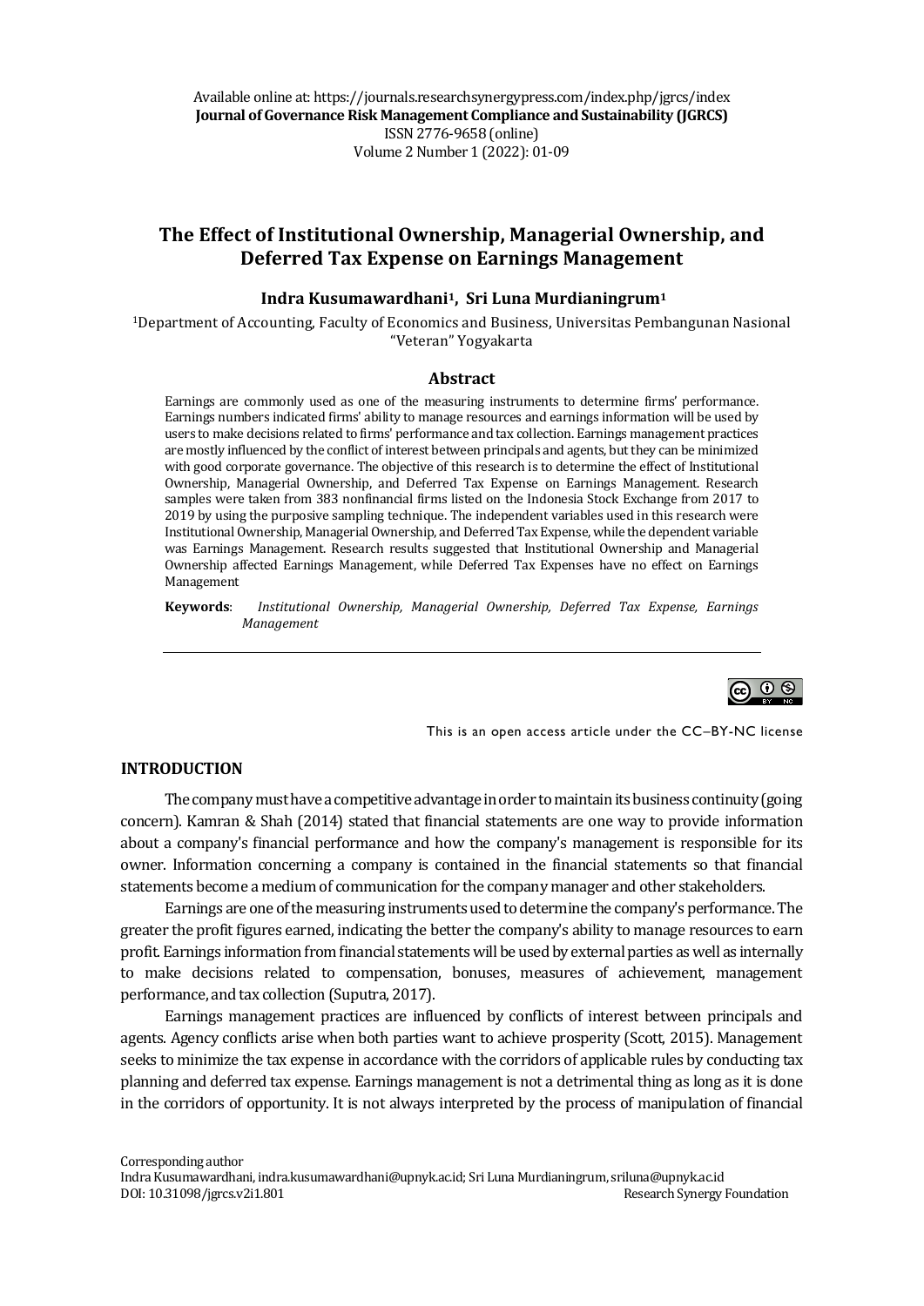Available online at: https://journals.researchsynergypress.com/index.php/jgrcs/index
**Journal of Governance Risk Management Compliance and Sustainability (JGRCS)**
ISSN 2776-9658 (online)
Volume 2 Number 1 (2022): 01-09

# The Effect of Institutional Ownership, Managerial Ownership, and Deferred Tax Expense on Earnings Management

**Indra Kusumawardhani[1], Sri Luna Murdianingrum[1]**

[1]Department of Accounting, Faculty of Economics and Business, Universitas Pembangunan Nasional "Veteran" Yogyakarta

## Abstract

Earnings are commonly used as one of the measuring instruments to determine firms' performance. Earnings numbers indicated firms' ability to manage resources and earnings information will be used by users to make decisions related to firms' performance and tax collection. Earnings management practices are mostly influenced by the conflict of interest between principals and agents, but they can be minimized with good corporate governance. The objective of this research is to determine the effect of Institutional Ownership, Managerial Ownership, and Deferred Tax Expense on Earnings Management. Research samples were taken from 383 nonfinancial firms listed on the Indonesia Stock Exchange from 2017 to 2019 by using the purposive sampling technique. The independent variables used in this research were Institutional Ownership, Managerial Ownership, and Deferred Tax Expense, while the dependent variable was Earnings Management. Research results suggested that Institutional Ownership and Managerial Ownership affected Earnings Management, while Deferred Tax Expenses have no effect on Earnings Management

**Keywords**: *Institutional Ownership, Managerial Ownership, Deferred Tax Expense, Earnings Management*

This is an open access article under the CC–BY-NC license

## INTRODUCTION

The company must have a competitive advantage in order to maintain its business continuity (going concern). Kamran & Shah (2014) stated that financial statements are one way to provide information about a company's financial performance and how the company's management is responsible for its owner. Information concerning a company is contained in the financial statements so that financial statements become a medium of communication for the company manager and other stakeholders.

Earnings are one of the measuring instruments used to determine the company's performance. The greater the profit figures earned, indicating the better the company's ability to manage resources to earn profit. Earnings information from financial statements will be used by external parties as well as internally to make decisions related to compensation, bonuses, measures of achievement, management performance, and tax collection (Suputra, 2017).

Earnings management practices are influenced by conflicts of interest between principals and agents. Agency conflicts arise when both parties want to achieve prosperity (Scott, 2015). Management seeks to minimize the tax expense in accordance with the corridors of applicable rules by conducting tax planning and deferred tax expense. Earnings management is not a detrimental thing as long as it is done in the corridors of opportunity. It is not always interpreted by the process of manipulation of financial

Corresponding author
Indra Kusumawardhani, indra.kusumawardhani@upnyk.ac.id; Sri Luna Murdianingrum, sriluna@upnyk.ac.id
DOI: 10.31098/jgrcs.v2i1.801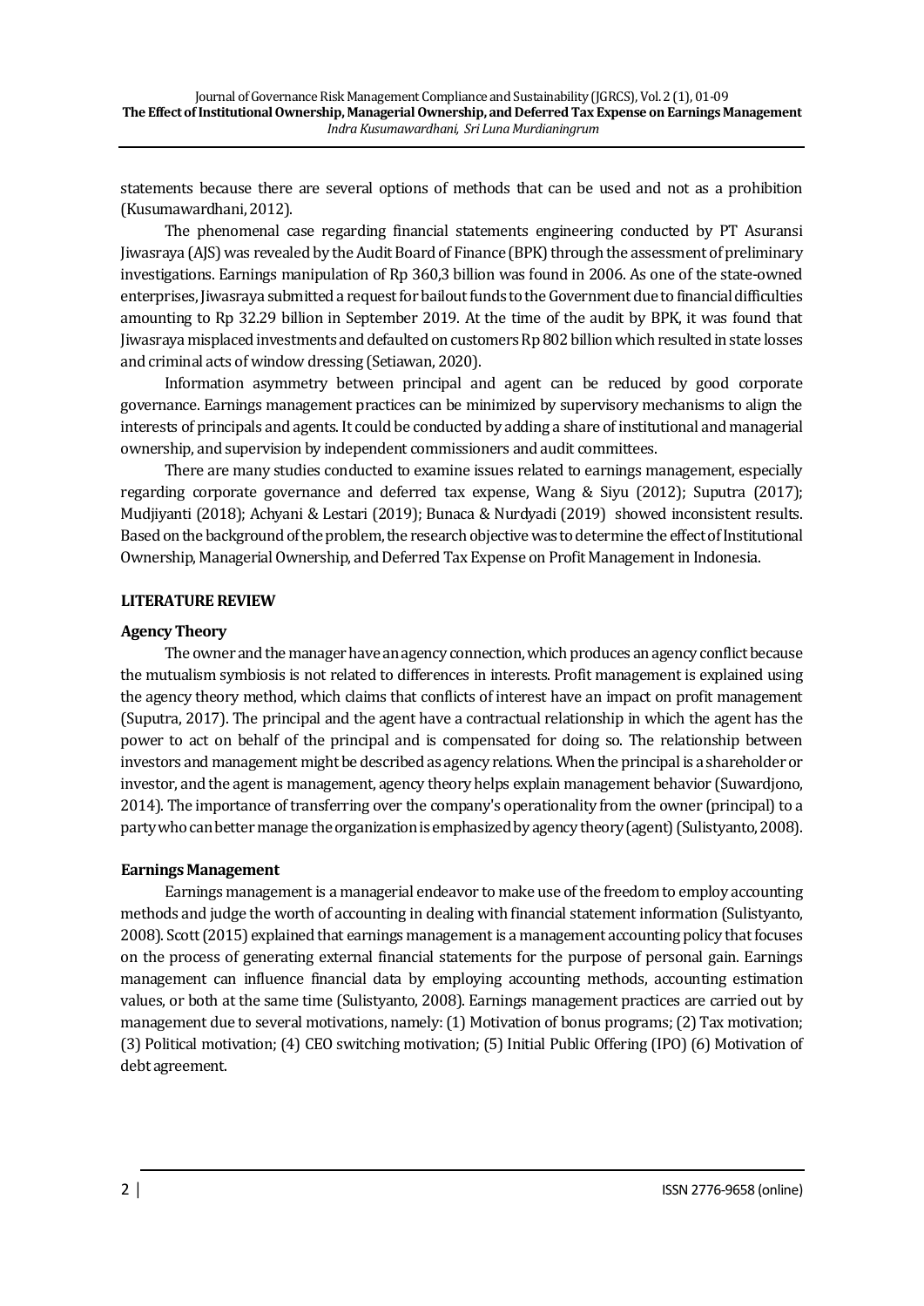statements because there are several options of methods that can be used and not as a prohibition (Kusumawardhani, 2012).

The phenomenal case regarding financial statements engineering conducted by PT Asuransi Jiwasraya (AJS) was revealed by the Audit Board of Finance (BPK) through the assessment of preliminary investigations. Earnings manipulation of Rp 360,3 billion was found in 2006. As one of the state-owned enterprises, Jiwasraya submitted a request for bailout funds to the Government due to financial difficulties amounting to Rp 32.29 billion in September 2019. At the time of the audit by BPK, it was found that Jiwasraya misplaced investments and defaulted on customers Rp 802 billion which resulted in state losses and criminal acts of window dressing (Setiawan, 2020).

Information asymmetry between principal and agent can be reduced by good corporate governance. Earnings management practices can be minimized by supervisory mechanisms to align the interests of principals and agents. It could be conducted by adding a share of institutional and managerial ownership, and supervision by independent commissioners and audit committees.

There are many studies conducted to examine issues related to earnings management, especially regarding corporate governance and deferred tax expense, Wang & Siyu (2012); Suputra (2017); Mudjiyanti (2018); Achyani & Lestari (2019); Bunaca & Nurdyadi (2019) showed inconsistent results. Based on the background of the problem, the research objective was to determine the effect of Institutional Ownership, Managerial Ownership, and Deferred Tax Expense on Profit Management in Indonesia.

## LITERATURE REVIEW

### Agency Theory

The owner and the manager have an agency connection, which produces an agency conflict because the mutualism symbiosis is not related to differences in interests. Profit management is explained using the agency theory method, which claims that conflicts of interest have an impact on profit management (Suputra, 2017). The principal and the agent have a contractual relationship in which the agent has the power to act on behalf of the principal and is compensated for doing so. The relationship between investors and management might be described as agency relations. When the principal is a shareholder or investor, and the agent is management, agency theory helps explain management behavior (Suwardjono, 2014). The importance of transferring over the company's operationality from the owner (principal) to a party who can better manage the organization is emphasized by agency theory (agent) (Sulistyanto, 2008).

### Earnings Management

Earnings management is a managerial endeavor to make use of the freedom to employ accounting methods and judge the worth of accounting in dealing with financial statement information (Sulistyanto, 2008). Scott (2015) explained that earnings management is a management accounting policy that focuses on the process of generating external financial statements for the purpose of personal gain. Earnings management can influence financial data by employing accounting methods, accounting estimation values, or both at the same time (Sulistyanto, 2008). Earnings management practices are carried out by management due to several motivations, namely: (1) Motivation of bonus programs; (2) Tax motivation; (3) Political motivation; (4) CEO switching motivation; (5) Initial Public Offering (IPO) (6) Motivation of debt agreement.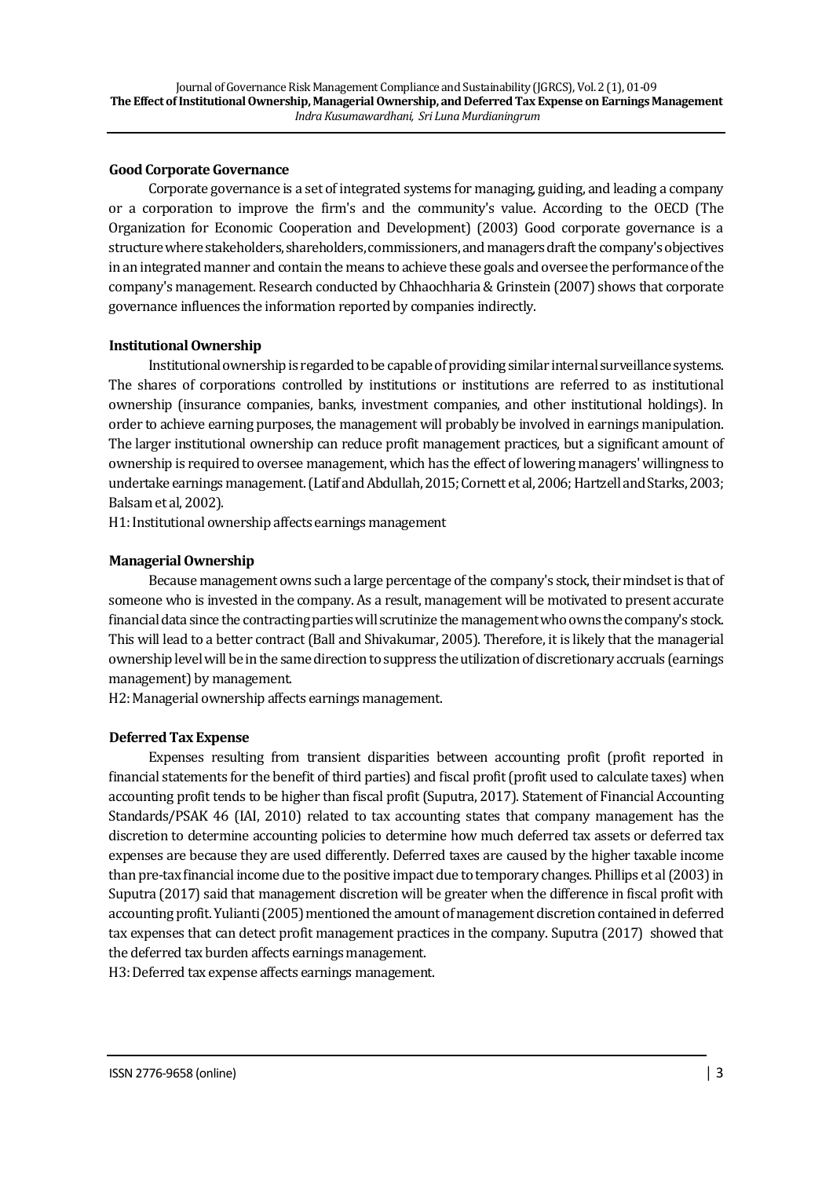**Good Corporate Governance**

Corporate governance is a set of integrated systems for managing, guiding, and leading a company or a corporation to improve the firm's and the community's value. According to the OECD (The Organization for Economic Cooperation and Development) (2003) Good corporate governance is a structure where stakeholders, shareholders, commissioners, and managers draft the company's objectives in an integrated manner and contain the means to achieve these goals and oversee the performance of the company's management. Research conducted by Chhaochharia & Grinstein (2007) shows that corporate governance influences the information reported by companies indirectly.

**Institutional Ownership**

Institutional ownership is regarded to be capable of providing similar internal surveillance systems. The shares of corporations controlled by institutions or institutions are referred to as institutional ownership (insurance companies, banks, investment companies, and other institutional holdings). In order to achieve earning purposes, the management will probably be involved in earnings manipulation. The larger institutional ownership can reduce profit management practices, but a significant amount of ownership is required to oversee management, which has the effect of lowering managers' willingness to undertake earnings management. (Latif and Abdullah, 2015; Cornett et al, 2006; Hartzell and Starks, 2003; Balsam et al, 2002).

H1: Institutional ownership affects earnings management

**Managerial Ownership**

Because management owns such a large percentage of the company's stock, their mindset is that of someone who is invested in the company. As a result, management will be motivated to present accurate financial data since the contracting parties will scrutinize the management who owns the company's stock. This will lead to a better contract (Ball and Shivakumar, 2005). Therefore, it is likely that the managerial ownership level will be in the same direction to suppress the utilization of discretionary accruals (earnings management) by management.

H2: Managerial ownership affects earnings management.

**Deferred Tax Expense**

Expenses resulting from transient disparities between accounting profit (profit reported in financial statements for the benefit of third parties) and fiscal profit (profit used to calculate taxes) when accounting profit tends to be higher than fiscal profit (Suputra, 2017). Statement of Financial Accounting Standards/PSAK 46 (IAI, 2010) related to tax accounting states that company management has the discretion to determine accounting policies to determine how much deferred tax assets or deferred tax expenses are because they are used differently. Deferred taxes are caused by the higher taxable income than pre-tax financial income due to the positive impact due to temporary changes. Phillips et al (2003) in Suputra (2017) said that management discretion will be greater when the difference in fiscal profit with accounting profit. Yulianti (2005) mentioned the amount of management discretion contained in deferred tax expenses that can detect profit management practices in the company. Suputra (2017) showed that the deferred tax burden affects earnings management.

H3: Deferred tax expense affects earnings management.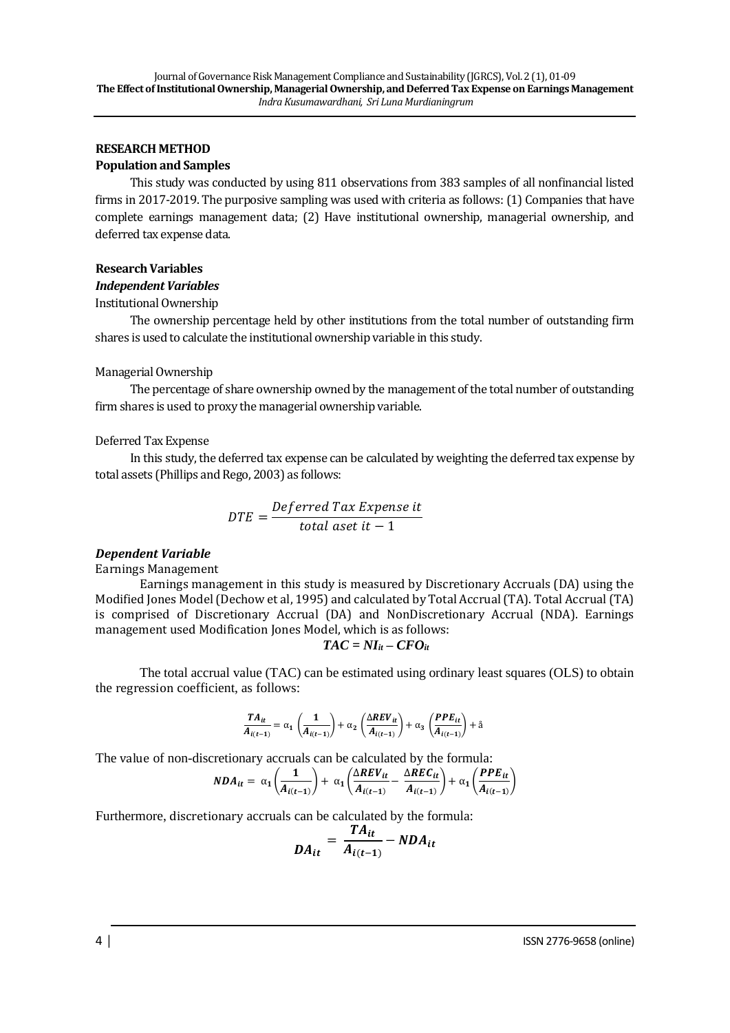## RESEARCH METHOD

### Population and Samples

This study was conducted by using 811 observations from 383 samples of all nonfinancial listed firms in 2017-2019. The purposive sampling was used with criteria as follows: (1) Companies that have complete earnings management data; (2) Have institutional ownership, managerial ownership, and deferred tax expense data.

### Research Variables

#### *Independent Variables*

Institutional Ownership

The ownership percentage held by other institutions from the total number of outstanding firm shares is used to calculate the institutional ownership variable in this study.

Managerial Ownership

The percentage of share ownership owned by the management of the total number of outstanding firm shares is used to proxy the managerial ownership variable.

Deferred Tax Expense

In this study, the deferred tax expense can be calculated by weighting the deferred tax expense by total assets (Phillips and Rego, 2003) as follows:

$$DTE = \frac{Deferred\ Tax\ Expense\ it}{total\ aset\ it - 1}$$

#### *Dependent Variable*

Earnings Management

Earnings management in this study is measured by Discretionary Accruals (DA) using the Modified Jones Model (Dechow et al, 1995) and calculated by Total Accrual (TA). Total Accrual (TA) is comprised of Discretionary Accrual (DA) and NonDiscretionary Accrual (NDA). Earnings management used Modification Jones Model, which is as follows:

$$TAC = NI_{it} - CFO_{it}$$

The total accrual value (TAC) can be estimated using ordinary least squares (OLS) to obtain the regression coefficient, as follows:

$$\frac{TA_{it}}{A_{i(t-1)}} = \alpha_1 \left(\frac{1}{A_{i(t-1)}}\right) + \alpha_2 \left(\frac{\Delta REV_{it}}{A_{i(t-1)}}\right) + \alpha_3 \left(\frac{PPE_{it}}{A_{i(t-1)}}\right) + \mathring{a}$$

The value of non-discretionary accruals can be calculated by the formula:

$$NDA_{it} = \alpha_1 \left(\frac{1}{A_{i(t-1)}}\right) + \alpha_1 \left(\frac{\Delta REV_{it}}{A_{i(t-1)}} - \frac{\Delta REC_{it}}{A_{i(t-1)}}\right) + \alpha_1 \left(\frac{PPE_{it}}{A_{i(t-1)}}\right)$$

Furthermore, discretionary accruals can be calculated by the formula:

$$DA_{it} = \frac{TA_{it}}{A_{i(t-1)}} - NDA_{it}$$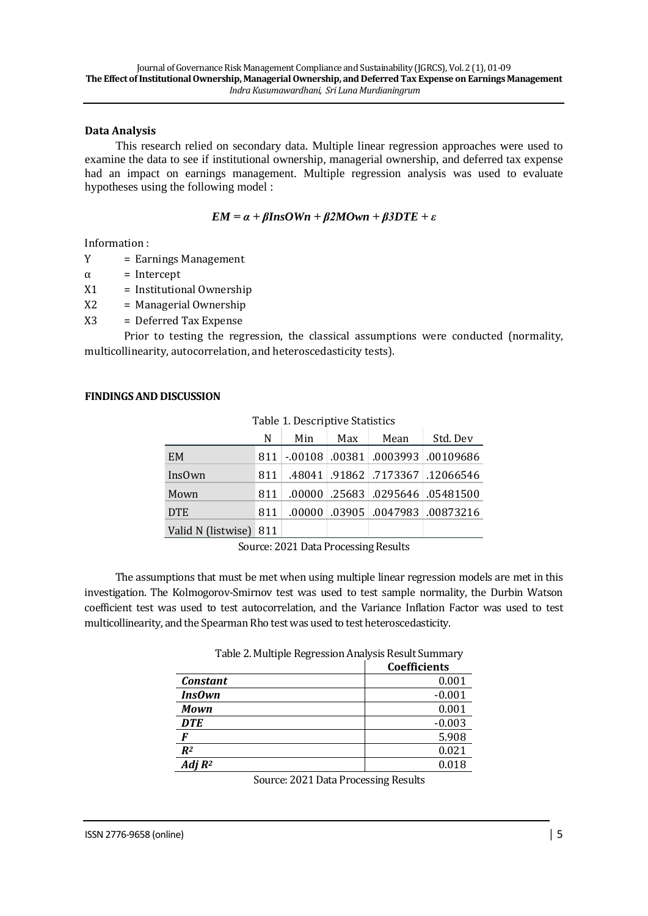### Data Analysis

This research relied on secondary data. Multiple linear regression approaches were used to examine the data to see if institutional ownership, managerial ownership, and deferred tax expense had an impact on earnings management. Multiple regression analysis was used to evaluate hypotheses using the following model :

$$EM = \alpha + \beta InsOWn + \beta 2MOwn + \beta 3DTE + \varepsilon$$

Information :

Y = Earnings Management
α = Intercept
X1 = Institutional Ownership
X2 = Managerial Ownership
X3 = Deferred Tax Expense

Prior to testing the regression, the classical assumptions were conducted (normality, multicollinearity, autocorrelation, and heteroscedasticity tests).

## FINDINGS AND DISCUSSION

Table 1. Descriptive Statistics

| | N | Min | Max | Mean | Std. Dev |
|---|---|---|---|---|---|
| EM | 811 | -.00108 | .00381 | .0003993 | .00109686 |
| InsOwn | 811 | .48041 | .91862 | .7173367 | .12066546 |
| Mown | 811 | .00000 | .25683 | .0295646 | .05481500 |
| DTE | 811 | .00000 | .03905 | .0047983 | .00873216 |
| Valid N (listwise) | 811 | | | | |

Source: 2021 Data Processing Results

The assumptions that must be met when using multiple linear regression models are met in this investigation. The Kolmogorov-Smirnov test was used to test sample normality, the Durbin Watson coefficient test was used to test autocorrelation, and the Variance Inflation Factor was used to test multicollinearity, and the Spearman Rho test was used to test heteroscedasticity.

Table 2. Multiple Regression Analysis Result Summary

| | Coefficients |
|---|---|
| ***Constant*** | 0.001 |
| ***InsOwn*** | -0.001 |
| ***Mown*** | 0.001 |
| ***DTE*** | -0.003 |
| ***F*** | 5.908 |
| $R^2$ | 0.021 |
| *Adj* $R^2$ | 0.018 |

Source: 2021 Data Processing Results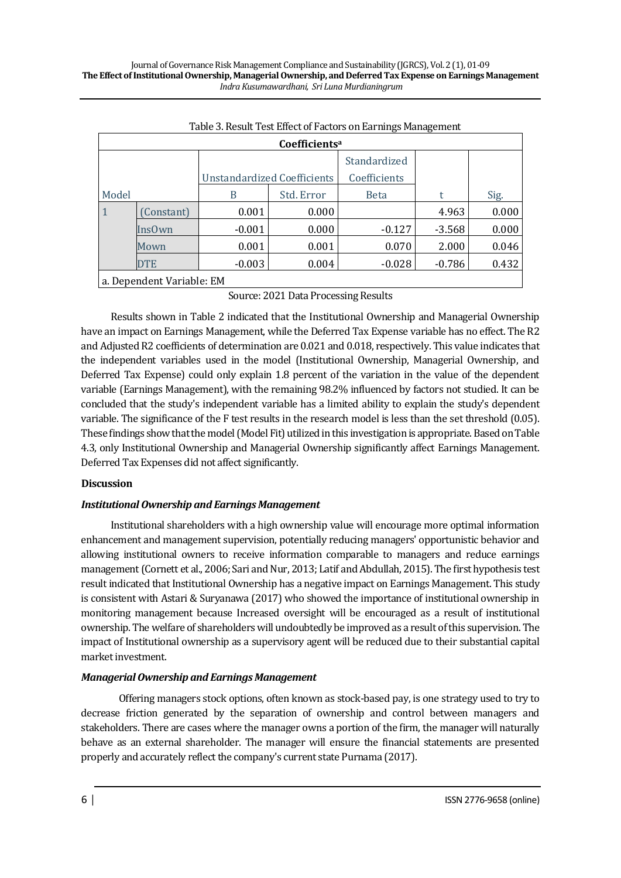Table 3. Result Test Effect of Factors on Earnings Management

| Coefficients[a] | | | | | | |
|---|---|---|---|---|---|---|
| | | Unstandardized Coefficients | | Standardized Coefficients | | |
| Model | | B | Std. Error | Beta | t | Sig. |
| 1 | (Constant) | 0.001 | 0.000 | | 4.963 | 0.000 |
| | InsOwn | -0.001 | 0.000 | -0.127 | -3.568 | 0.000 |
| | Mown | 0.001 | 0.001 | 0.070 | 2.000 | 0.046 |
| | DTE | -0.003 | 0.004 | -0.028 | -0.786 | 0.432 |

a. Dependent Variable: EM

Source: 2021 Data Processing Results

Results shown in Table 2 indicated that the Institutional Ownership and Managerial Ownership have an impact on Earnings Management, while the Deferred Tax Expense variable has no effect. The R2 and Adjusted R2 coefficients of determination are 0.021 and 0.018, respectively. This value indicates that the independent variables used in the model (Institutional Ownership, Managerial Ownership, and Deferred Tax Expense) could only explain 1.8 percent of the variation in the value of the dependent variable (Earnings Management), with the remaining 98.2% influenced by factors not studied. It can be concluded that the study's independent variable has a limited ability to explain the study's dependent variable. The significance of the F test results in the research model is less than the set threshold (0.05). These findings show that the model (Model Fit) utilized in this investigation is appropriate. Based on Table 4.3, only Institutional Ownership and Managerial Ownership significantly affect Earnings Management. Deferred Tax Expenses did not affect significantly.

**Discussion**

***Institutional Ownership and Earnings Management***

Institutional shareholders with a high ownership value will encourage more optimal information enhancement and management supervision, potentially reducing managers' opportunistic behavior and allowing institutional owners to receive information comparable to managers and reduce earnings management (Cornett et al., 2006; Sari and Nur, 2013; Latif and Abdullah, 2015). The first hypothesis test result indicated that Institutional Ownership has a negative impact on Earnings Management. This study is consistent with Astari & Suryanawa (2017) who showed the importance of institutional ownership in monitoring management because Increased oversight will be encouraged as a result of institutional ownership. The welfare of shareholders will undoubtedly be improved as a result of this supervision. The impact of Institutional ownership as a supervisory agent will be reduced due to their substantial capital market investment.

***Managerial Ownership and Earnings Management***

Offering managers stock options, often known as stock-based pay, is one strategy used to try to decrease friction generated by the separation of ownership and control between managers and stakeholders. There are cases where the manager owns a portion of the firm, the manager will naturally behave as an external shareholder. The manager will ensure the financial statements are presented properly and accurately reflect the company's current state Purnama (2017).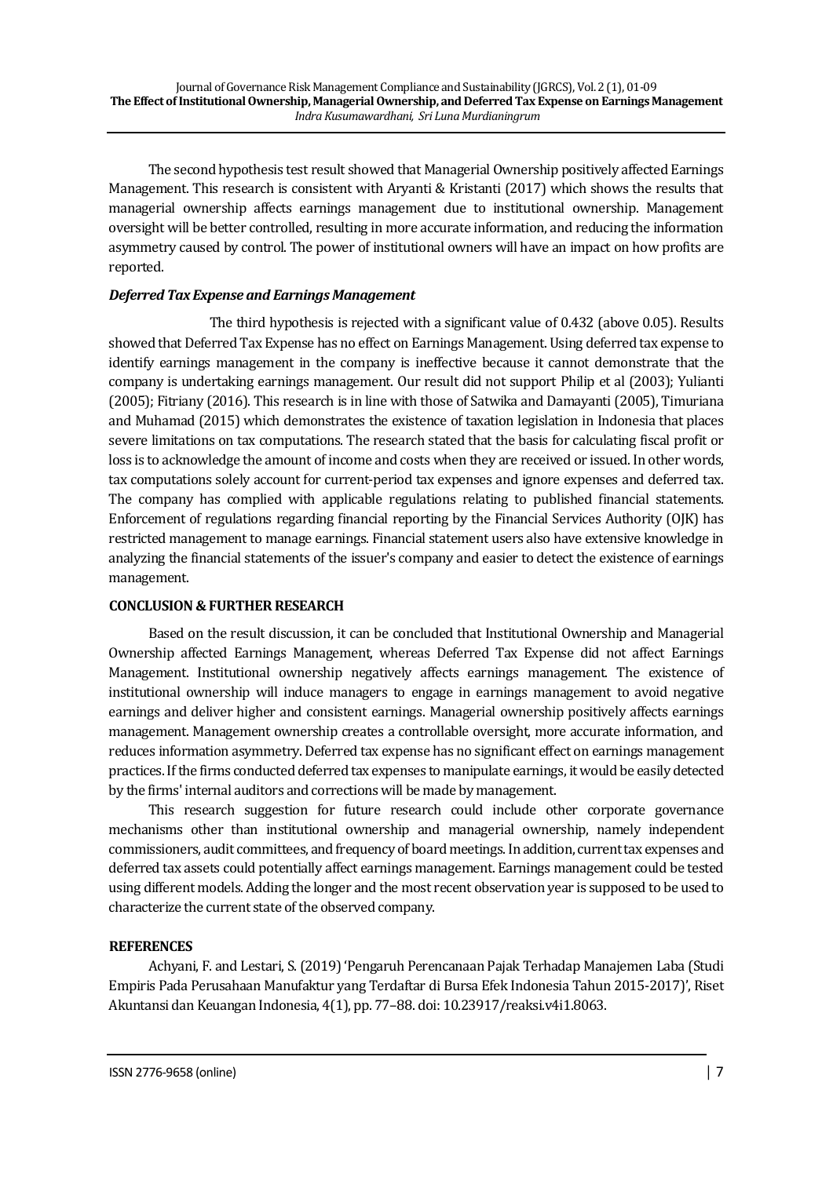The second hypothesis test result showed that Managerial Ownership positively affected Earnings Management. This research is consistent with Aryanti & Kristanti (2017) which shows the results that managerial ownership affects earnings management due to institutional ownership. Management oversight will be better controlled, resulting in more accurate information, and reducing the information asymmetry caused by control. The power of institutional owners will have an impact on how profits are reported.

***Deferred Tax Expense and Earnings Management***

The third hypothesis is rejected with a significant value of 0.432 (above 0.05). Results showed that Deferred Tax Expense has no effect on Earnings Management. Using deferred tax expense to identify earnings management in the company is ineffective because it cannot demonstrate that the company is undertaking earnings management. Our result did not support Philip et al (2003); Yulianti (2005); Fitriany (2016). This research is in line with those of Satwika and Damayanti (2005), Timuriana and Muhamad (2015) which demonstrates the existence of taxation legislation in Indonesia that places severe limitations on tax computations. The research stated that the basis for calculating fiscal profit or loss is to acknowledge the amount of income and costs when they are received or issued. In other words, tax computations solely account for current-period tax expenses and ignore expenses and deferred tax. The company has complied with applicable regulations relating to published financial statements. Enforcement of regulations regarding financial reporting by the Financial Services Authority (OJK) has restricted management to manage earnings. Financial statement users also have extensive knowledge in analyzing the financial statements of the issuer's company and easier to detect the existence of earnings management.

**CONCLUSION & FURTHER RESEARCH**

Based on the result discussion, it can be concluded that Institutional Ownership and Managerial Ownership affected Earnings Management, whereas Deferred Tax Expense did not affect Earnings Management. Institutional ownership negatively affects earnings management. The existence of institutional ownership will induce managers to engage in earnings management to avoid negative earnings and deliver higher and consistent earnings. Managerial ownership positively affects earnings management. Management ownership creates a controllable oversight, more accurate information, and reduces information asymmetry. Deferred tax expense has no significant effect on earnings management practices. If the firms conducted deferred tax expenses to manipulate earnings, it would be easily detected by the firms' internal auditors and corrections will be made by management.

This research suggestion for future research could include other corporate governance mechanisms other than institutional ownership and managerial ownership, namely independent commissioners, audit committees, and frequency of board meetings. In addition, current tax expenses and deferred tax assets could potentially affect earnings management. Earnings management could be tested using different models. Adding the longer and the most recent observation year is supposed to be used to characterize the current state of the observed company.

**REFERENCES**

Achyani, F. and Lestari, S. (2019) 'Pengaruh Perencanaan Pajak Terhadap Manajemen Laba (Studi Empiris Pada Perusahaan Manufaktur yang Terdaftar di Bursa Efek Indonesia Tahun 2015-2017)', Riset Akuntansi dan Keuangan Indonesia, 4(1), pp. 77–88. doi: 10.23917/reaksi.v4i1.8063.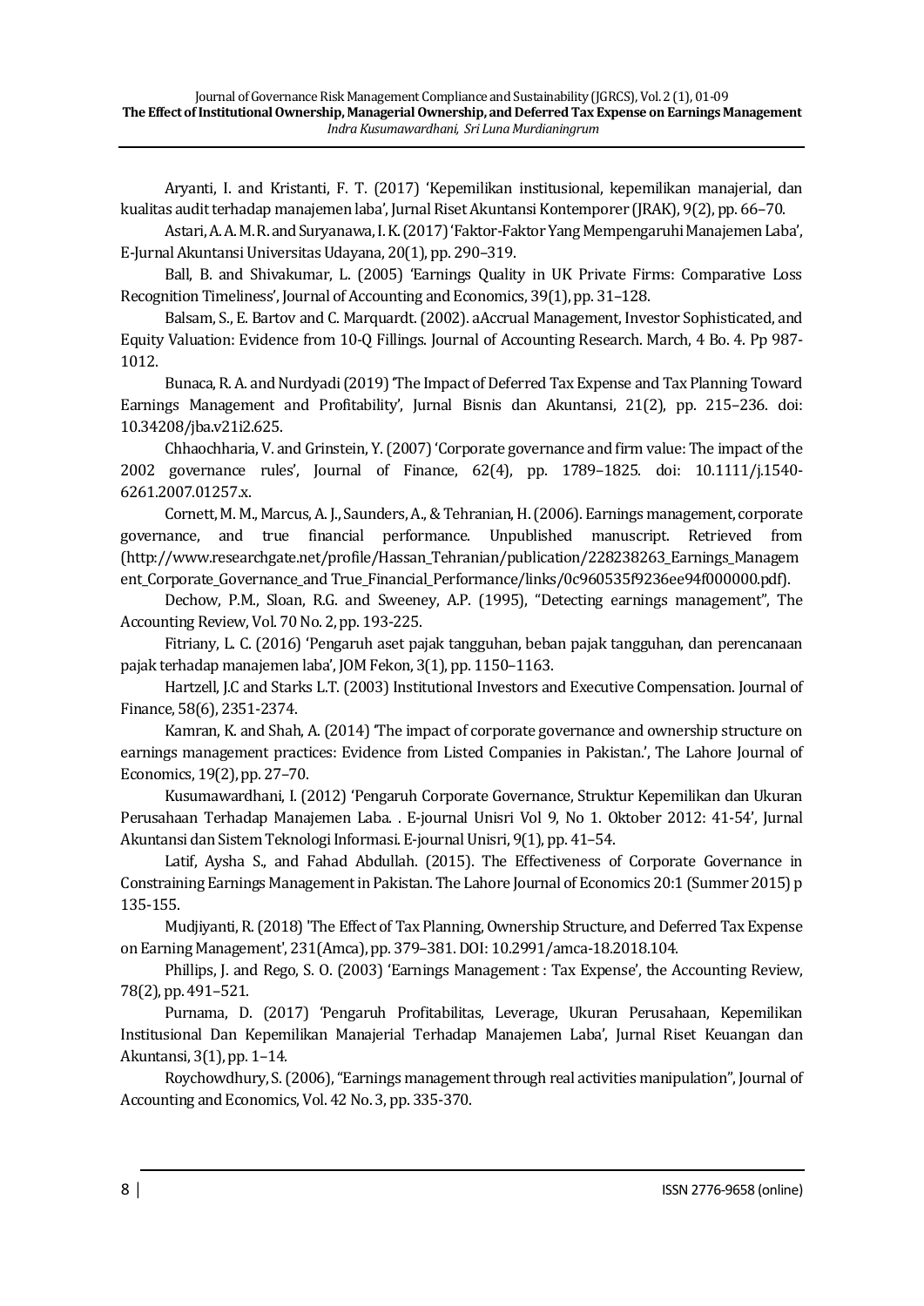Aryanti, I. and Kristanti, F. T. (2017) 'Kepemilikan institusional, kepemilikan manajerial, dan kualitas audit terhadap manajemen laba', Jurnal Riset Akuntansi Kontemporer (JRAK), 9(2), pp. 66–70.

Astari, A. A. M. R. and Suryanawa, I. K. (2017) 'Faktor-Faktor Yang Mempengaruhi Manajemen Laba', E-Jurnal Akuntansi Universitas Udayana, 20(1), pp. 290–319.

Ball, B. and Shivakumar, L. (2005) 'Earnings Quality in UK Private Firms: Comparative Loss Recognition Timeliness', Journal of Accounting and Economics, 39(1), pp. 31–128.

Balsam, S., E. Bartov and C. Marquardt. (2002). aAccrual Management, Investor Sophisticated, and Equity Valuation: Evidence from 10-Q Fillings. Journal of Accounting Research. March, 4 Bo. 4. Pp 987-1012.

Bunaca, R. A. and Nurdyadi (2019) 'The Impact of Deferred Tax Expense and Tax Planning Toward Earnings Management and Profitability', Jurnal Bisnis dan Akuntansi, 21(2), pp. 215–236. doi: 10.34208/jba.v21i2.625.

Chhaochharia, V. and Grinstein, Y. (2007) 'Corporate governance and firm value: The impact of the 2002 governance rules', Journal of Finance, 62(4), pp. 1789–1825. doi: 10.1111/j.1540-6261.2007.01257.x.

Cornett, M. M., Marcus, A. J., Saunders, A., & Tehranian, H. (2006). Earnings management, corporate governance, and true financial performance. Unpublished manuscript. Retrieved from (http://www.researchgate.net/profile/Hassan_Tehranian/publication/228238263_Earnings_Management_Corporate_Governance_and True_Financial_Performance/links/0c960535f9236ee94f000000.pdf).

Dechow, P.M., Sloan, R.G. and Sweeney, A.P. (1995), "Detecting earnings management", The Accounting Review, Vol. 70 No. 2, pp. 193-225.

Fitriany, L. C. (2016) 'Pengaruh aset pajak tangguhan, beban pajak tangguhan, dan perencanaan pajak terhadap manajemen laba', JOM Fekon, 3(1), pp. 1150–1163.

Hartzell, J.C and Starks L.T. (2003) Institutional Investors and Executive Compensation. Journal of Finance, 58(6), 2351-2374.

Kamran, K. and Shah, A. (2014) 'The impact of corporate governance and ownership structure on earnings management practices: Evidence from Listed Companies in Pakistan.', The Lahore Journal of Economics, 19(2), pp. 27–70.

Kusumawardhani, I. (2012) 'Pengaruh Corporate Governance, Struktur Kepemilikan dan Ukuran Perusahaan Terhadap Manajemen Laba. . E-journal Unisri Vol 9, No 1. Oktober 2012: 41-54', Jurnal Akuntansi dan Sistem Teknologi Informasi. E-journal Unisri, 9(1), pp. 41–54.

Latif, Aysha S., and Fahad Abdullah. (2015). The Effectiveness of Corporate Governance in Constraining Earnings Management in Pakistan. The Lahore Journal of Economics 20:1 (Summer 2015) p 135-155.

Mudjiyanti, R. (2018) 'The Effect of Tax Planning, Ownership Structure, and Deferred Tax Expense on Earning Management', 231(Amca), pp. 379–381. DOI: 10.2991/amca-18.2018.104.

Phillips, J. and Rego, S. O. (2003) 'Earnings Management : Tax Expense', the Accounting Review, 78(2), pp. 491–521.

Purnama, D. (2017) 'Pengaruh Profitabilitas, Leverage, Ukuran Perusahaan, Kepemilikan Institusional Dan Kepemilikan Manajerial Terhadap Manajemen Laba', Jurnal Riset Keuangan dan Akuntansi, 3(1), pp. 1–14.

Roychowdhury, S. (2006), "Earnings management through real activities manipulation", Journal of Accounting and Economics, Vol. 42 No. 3, pp. 335-370.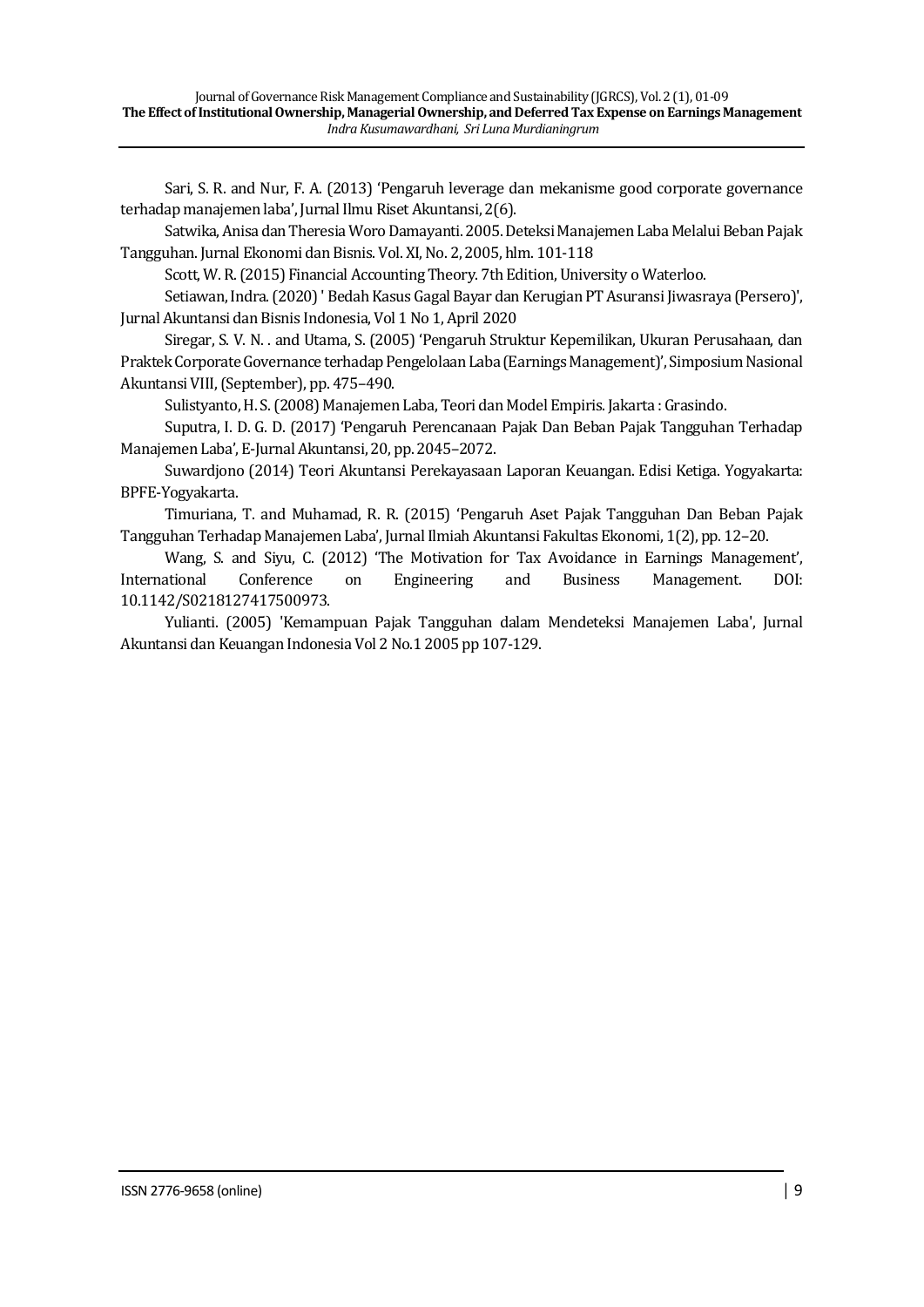Sari, S. R. and Nur, F. A. (2013) 'Pengaruh leverage dan mekanisme good corporate governance terhadap manajemen laba', Jurnal Ilmu Riset Akuntansi, 2(6).

Satwika, Anisa dan Theresia Woro Damayanti. 2005. Deteksi Manajemen Laba Melalui Beban Pajak Tangguhan. Jurnal Ekonomi dan Bisnis. Vol. XI, No. 2, 2005, hlm. 101-118

Scott, W. R. (2015) Financial Accounting Theory. 7th Edition, University o Waterloo.

Setiawan, Indra. (2020) ' Bedah Kasus Gagal Bayar dan Kerugian PT Asuransi Jiwasraya (Persero)', Jurnal Akuntansi dan Bisnis Indonesia, Vol 1 No 1, April 2020

Siregar, S. V. N. . and Utama, S. (2005) 'Pengaruh Struktur Kepemilikan, Ukuran Perusahaan, dan Praktek Corporate Governance terhadap Pengelolaan Laba (Earnings Management)', Simposium Nasional Akuntansi VIII, (September), pp. 475–490.

Sulistyanto, H. S. (2008) Manajemen Laba, Teori dan Model Empiris. Jakarta : Grasindo.

Suputra, I. D. G. D. (2017) 'Pengaruh Perencanaan Pajak Dan Beban Pajak Tangguhan Terhadap Manajemen Laba', E-Jurnal Akuntansi, 20, pp. 2045–2072.

Suwardjono (2014) Teori Akuntansi Perekayasaan Laporan Keuangan. Edisi Ketiga. Yogyakarta: BPFE-Yogyakarta.

Timuriana, T. and Muhamad, R. R. (2015) 'Pengaruh Aset Pajak Tangguhan Dan Beban Pajak Tangguhan Terhadap Manajemen Laba', Jurnal Ilmiah Akuntansi Fakultas Ekonomi, 1(2), pp. 12–20.

Wang, S. and Siyu, C. (2012) 'The Motivation for Tax Avoidance in Earnings Management', International Conference on Engineering and Business Management. DOI: 10.1142/S0218127417500973.

Yulianti. (2005) 'Kemampuan Pajak Tangguhan dalam Mendeteksi Manajemen Laba', Jurnal Akuntansi dan Keuangan Indonesia Vol 2 No.1 2005 pp 107-129.